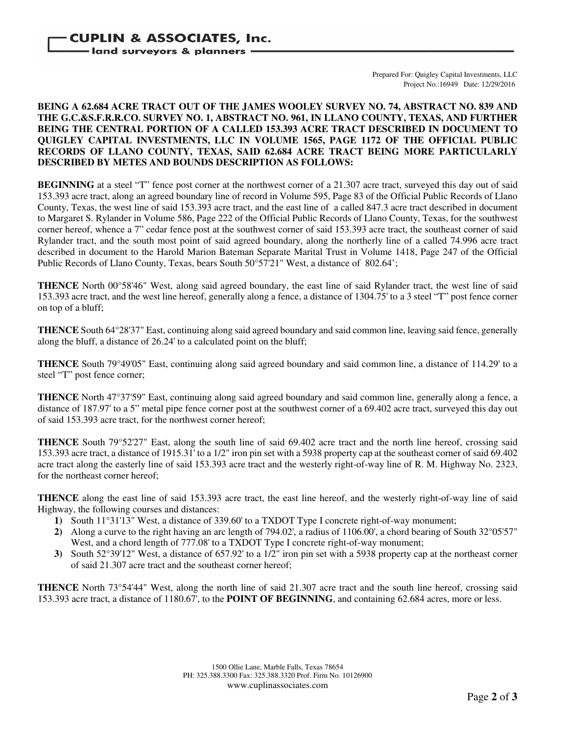# CUPLIN & ASSOCIATES, Inc.

land surveyors & planners

Prepared For: Quigley Capital Investments, LLC
Project No.:16949 Date: 12/29/2016

**BEING A 62.684 ACRE TRACT OUT OF THE JAMES WOOLEY SURVEY NO. 74, ABSTRACT NO. 839 AND THE G.C.&S.F.R.R.CO. SURVEY NO. 1, ABSTRACT NO. 961, IN LLANO COUNTY, TEXAS, AND FURTHER BEING THE CENTRAL PORTION OF A CALLED 153.393 ACRE TRACT DESCRIBED IN DOCUMENT TO QUIGLEY CAPITAL INVESTMENTS, LLC IN VOLUME 1565, PAGE 1172 OF THE OFFICIAL PUBLIC RECORDS OF LLANO COUNTY, TEXAS, SAID 62.684 ACRE TRACT BEING MORE PARTICULARLY DESCRIBED BY METES AND BOUNDS DESCRIPTION AS FOLLOWS:**

**BEGINNING** at a steel "T" fence post corner at the northwest corner of a 21.307 acre tract, surveyed this day out of said 153.393 acre tract, along an agreed boundary line of record in Volume 595, Page 83 of the Official Public Records of Llano County, Texas, the west line of said 153.393 acre tract, and the east line of a called 847.3 acre tract described in document to Margaret S. Rylander in Volume 586, Page 222 of the Official Public Records of Llano County, Texas, for the southwest corner hereof, whence a 7" cedar fence post at the southwest corner of said 153.393 acre tract, the southeast corner of said Rylander tract, and the south most point of said agreed boundary, along the northerly line of a called 74.996 acre tract described in document to the Harold Marion Bateman Separate Marital Trust in Volume 1418, Page 247 of the Official Public Records of Llano County, Texas, bears South 50°57'21" West, a distance of 802.64';

**THENCE** North 00°58'46" West, along said agreed boundary, the east line of said Rylander tract, the west line of said 153.393 acre tract, and the west line hereof, generally along a fence, a distance of 1304.75' to a 3 steel "T" post fence corner on top of a bluff;

**THENCE** South 64°28'37" East, continuing along said agreed boundary and said common line, leaving said fence, generally along the bluff, a distance of 26.24' to a calculated point on the bluff;

**THENCE** South 79°49'05" East, continuing along said agreed boundary and said common line, a distance of 114.29' to a steel "T" post fence corner;

**THENCE** North 47°37'59" East, continuing along said agreed boundary and said common line, generally along a fence, a distance of 187.97' to a 5" metal pipe fence corner post at the southwest corner of a 69.402 acre tract, surveyed this day out of said 153.393 acre tract, for the northwest corner hereof;

**THENCE** South 79°52'27" East, along the south line of said 69.402 acre tract and the north line hereof, crossing said 153.393 acre tract, a distance of 1915.31' to a 1/2" iron pin set with a 5938 property cap at the southeast corner of said 69.402 acre tract along the easterly line of said 153.393 acre tract and the westerly right-of-way line of R. M. Highway No. 2323, for the northeast corner hereof;

**THENCE** along the east line of said 153.393 acre tract, the east line hereof, and the westerly right-of-way line of said Highway, the following courses and distances:

1) South 11°31'13" West, a distance of 339.60' to a TXDOT Type I concrete right-of-way monument;
2) Along a curve to the right having an arc length of 794.02', a radius of 1106.00', a chord bearing of South 32°05'57" West, and a chord length of 777.08' to a TXDOT Type I concrete right-of-way monument;
3) South 52°39'12" West, a distance of 657.92' to a 1/2" iron pin set with a 5938 property cap at the northeast corner of said 21.307 acre tract and the southeast corner hereof;

**THENCE** North 73°54'44" West, along the north line of said 21.307 acre tract and the south line hereof, crossing said 153.393 acre tract, a distance of 1180.67', to the **POINT OF BEGINNING**, and containing 62.684 acres, more or less.

1500 Ollie Lane, Marble Falls, Texas 78654
PH: 325.388.3300 Fax: 325.388.3320 Prof. Firm No. 10126900
www.cuplinassociates.com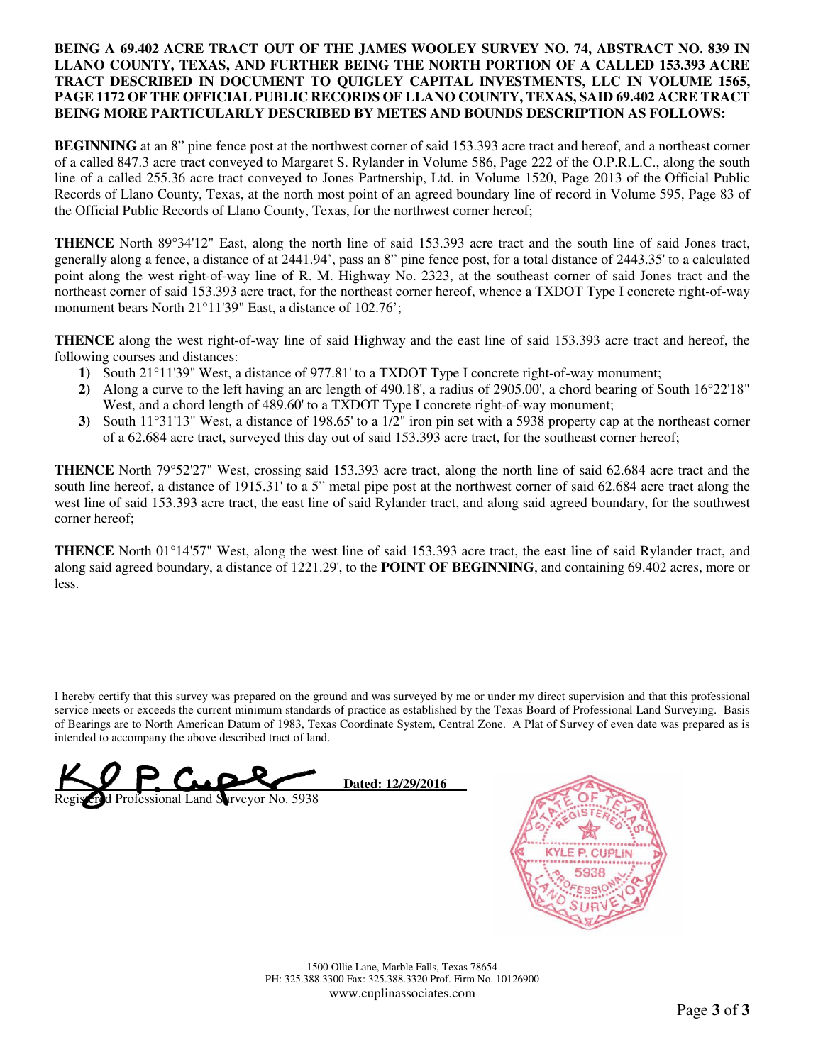**BEING A 69.402 ACRE TRACT OUT OF THE JAMES WOOLEY SURVEY NO. 74, ABSTRACT NO. 839 IN LLANO COUNTY, TEXAS, AND FURTHER BEING THE NORTH PORTION OF A CALLED 153.393 ACRE TRACT DESCRIBED IN DOCUMENT TO QUIGLEY CAPITAL INVESTMENTS, LLC IN VOLUME 1565, PAGE 1172 OF THE OFFICIAL PUBLIC RECORDS OF LLANO COUNTY, TEXAS, SAID 69.402 ACRE TRACT BEING MORE PARTICULARLY DESCRIBED BY METES AND BOUNDS DESCRIPTION AS FOLLOWS:**

**BEGINNING** at an 8" pine fence post at the northwest corner of said 153.393 acre tract and hereof, and a northeast corner of a called 847.3 acre tract conveyed to Margaret S. Rylander in Volume 586, Page 222 of the O.P.R.L.C., along the south line of a called 255.36 acre tract conveyed to Jones Partnership, Ltd. in Volume 1520, Page 2013 of the Official Public Records of Llano County, Texas, at the north most point of an agreed boundary line of record in Volume 595, Page 83 of the Official Public Records of Llano County, Texas, for the northwest corner hereof;

**THENCE** North 89°34'12" East, along the north line of said 153.393 acre tract and the south line of said Jones tract, generally along a fence, a distance of at 2441.94', pass an 8" pine fence post, for a total distance of 2443.35' to a calculated point along the west right-of-way line of R. M. Highway No. 2323, at the southeast corner of said Jones tract and the northeast corner of said 153.393 acre tract, for the northeast corner hereof, whence a TXDOT Type I concrete right-of-way monument bears North 21°11'39" East, a distance of 102.76';

**THENCE** along the west right-of-way line of said Highway and the east line of said 153.393 acre tract and hereof, the following courses and distances:

1) South 21°11'39" West, a distance of 977.81' to a TXDOT Type I concrete right-of-way monument;
2) Along a curve to the left having an arc length of 490.18', a radius of 2905.00', a chord bearing of South 16°22'18" West, and a chord length of 489.60' to a TXDOT Type I concrete right-of-way monument;
3) South 11°31'13" West, a distance of 198.65' to a 1/2" iron pin set with a 5938 property cap at the northeast corner of a 62.684 acre tract, surveyed this day out of said 153.393 acre tract, for the southeast corner hereof;

**THENCE** North 79°52'27" West, crossing said 153.393 acre tract, along the north line of said 62.684 acre tract and the south line hereof, a distance of 1915.31' to a 5" metal pipe post at the northwest corner of said 62.684 acre tract along the west line of said 153.393 acre tract, the east line of said Rylander tract, and along said agreed boundary, for the southwest corner hereof;

**THENCE** North 01°14'57" West, along the west line of said 153.393 acre tract, the east line of said Rylander tract, and along said agreed boundary, a distance of 1221.29', to the **POINT OF BEGINNING**, and containing 69.402 acres, more or less.

I hereby certify that this survey was prepared on the ground and was surveyed by me or under my direct supervision and that this professional service meets or exceeds the current minimum standards of practice as established by the Texas Board of Professional Land Surveying. Basis of Bearings are to North American Datum of 1983, Texas Coordinate System, Central Zone. A Plat of Survey of even date was prepared as is intended to accompany the above described tract of land.

Kyle P. Cuplin **Dated: 12/29/2016**
Registered Professional Land Surveyor No. 5938

STATE OF TEXAS REGISTERED PROFESSIONAL LAND SURVEYOR KYLE P. CUPLIN 5938

1500 Ollie Lane, Marble Falls, Texas 78654
PH: 325.388.3300 Fax: 325.388.3320 Prof. Firm No. 10126900
www.cuplinassociates.com